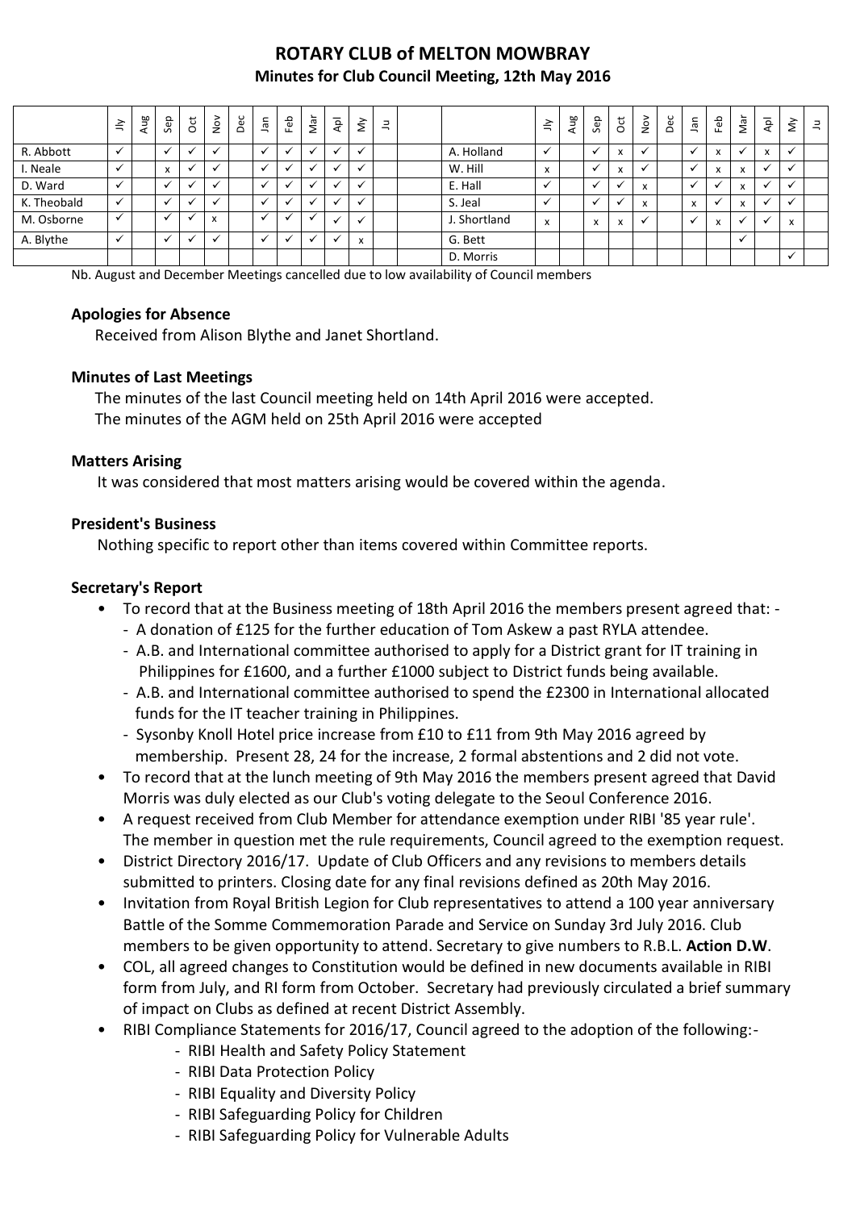# ROTARY CLUB of MELTON MOWBRAY

## Minutes for Club Council Meeting, 12th May 2016

| | Jly | Aug | Sep | Oct | Nov | Dec | Jan | Feb | Mar | Apl | My | Ju | | | Jly | Aug | Sep | Oct | Nov | Dec | Jan | Feb | Mar | Apl | My | Ju |
|---|---|---|---|---|---|---|---|---|---|---|---|---|---|---|---|---|---|---|---|---|---|---|---|---|---|---|
| R. Abbott | ✓ | | ✓ | ✓ | ✓ | | ✓ | ✓ | ✓ | ✓ | ✓ | | | A. Holland | ✓ | | ✓ | x | ✓ | | ✓ | x | ✓ | x | ✓ | |
| I. Neale | ✓ | | x | ✓ | ✓ | | ✓ | ✓ | ✓ | ✓ | ✓ | | | W. Hill | x | | ✓ | x | ✓ | | ✓ | x | x | ✓ | ✓ | |
| D. Ward | ✓ | | ✓ | ✓ | ✓ | | ✓ | ✓ | ✓ | ✓ | ✓ | | | E. Hall | ✓ | | ✓ | ✓ | x | | ✓ | ✓ | x | ✓ | ✓ | |
| K. Theobald | ✓ | | ✓ | ✓ | ✓ | | ✓ | ✓ | ✓ | ✓ | ✓ | | | S. Jeal | ✓ | | ✓ | ✓ | x | | x | ✓ | x | ✓ | ✓ | |
| M. Osborne | ✓ | | ✓ | ✓ | x | | ✓ | ✓ | ✓ | ✓ | ✓ | | | J. Shortland | x | | x | x | ✓ | | ✓ | x | ✓ | ✓ | x | |
| A. Blythe | ✓ | | ✓ | ✓ | ✓ | | ✓ | ✓ | ✓ | ✓ | x | | | G. Bett | | | | | | | | | ✓ | | | |
| | | | | | | | | | | | | | | D. Morris | | | | | | | | | | | ✓ | |

Nb. August and December Meetings cancelled due to low availability of Council members

### Apologies for Absence

Received from Alison Blythe and Janet Shortland.

### Minutes of Last Meetings

The minutes of the last Council meeting held on 14th April 2016 were accepted.
The minutes of the AGM held on 25th April 2016 were accepted

### Matters Arising

It was considered that most matters arising would be covered within the agenda.

### President's Business

Nothing specific to report other than items covered within Committee reports.

### Secretary's Report

- To record that at the Business meeting of 18th April 2016 the members present agreed that: -
  - A donation of £125 for the further education of Tom Askew a past RYLA attendee.
  - A.B. and International committee authorised to apply for a District grant for IT training in Philippines for £1600, and a further £1000 subject to District funds being available.
  - A.B. and International committee authorised to spend the £2300 in International allocated funds for the IT teacher training in Philippines.
  - Sysonby Knoll Hotel price increase from £10 to £11 from 9th May 2016 agreed by membership. Present 28, 24 for the increase, 2 formal abstentions and 2 did not vote.
- To record that at the lunch meeting of 9th May 2016 the members present agreed that David Morris was duly elected as our Club's voting delegate to the Seoul Conference 2016.
- A request received from Club Member for attendance exemption under RIBI '85 year rule'. The member in question met the rule requirements, Council agreed to the exemption request.
- District Directory 2016/17. Update of Club Officers and any revisions to members details submitted to printers. Closing date for any final revisions defined as 20th May 2016.
- Invitation from Royal British Legion for Club representatives to attend a 100 year anniversary Battle of the Somme Commemoration Parade and Service on Sunday 3rd July 2016. Club members to be given opportunity to attend. Secretary to give numbers to R.B.L. **Action D.W**.
- COL, all agreed changes to Constitution would be defined in new documents available in RIBI form from July, and RI form from October. Secretary had previously circulated a brief summary of impact on Clubs as defined at recent District Assembly.
- RIBI Compliance Statements for 2016/17, Council agreed to the adoption of the following:-
  - RIBI Health and Safety Policy Statement
  - RIBI Data Protection Policy
  - RIBI Equality and Diversity Policy
  - RIBI Safeguarding Policy for Children
  - RIBI Safeguarding Policy for Vulnerable Adults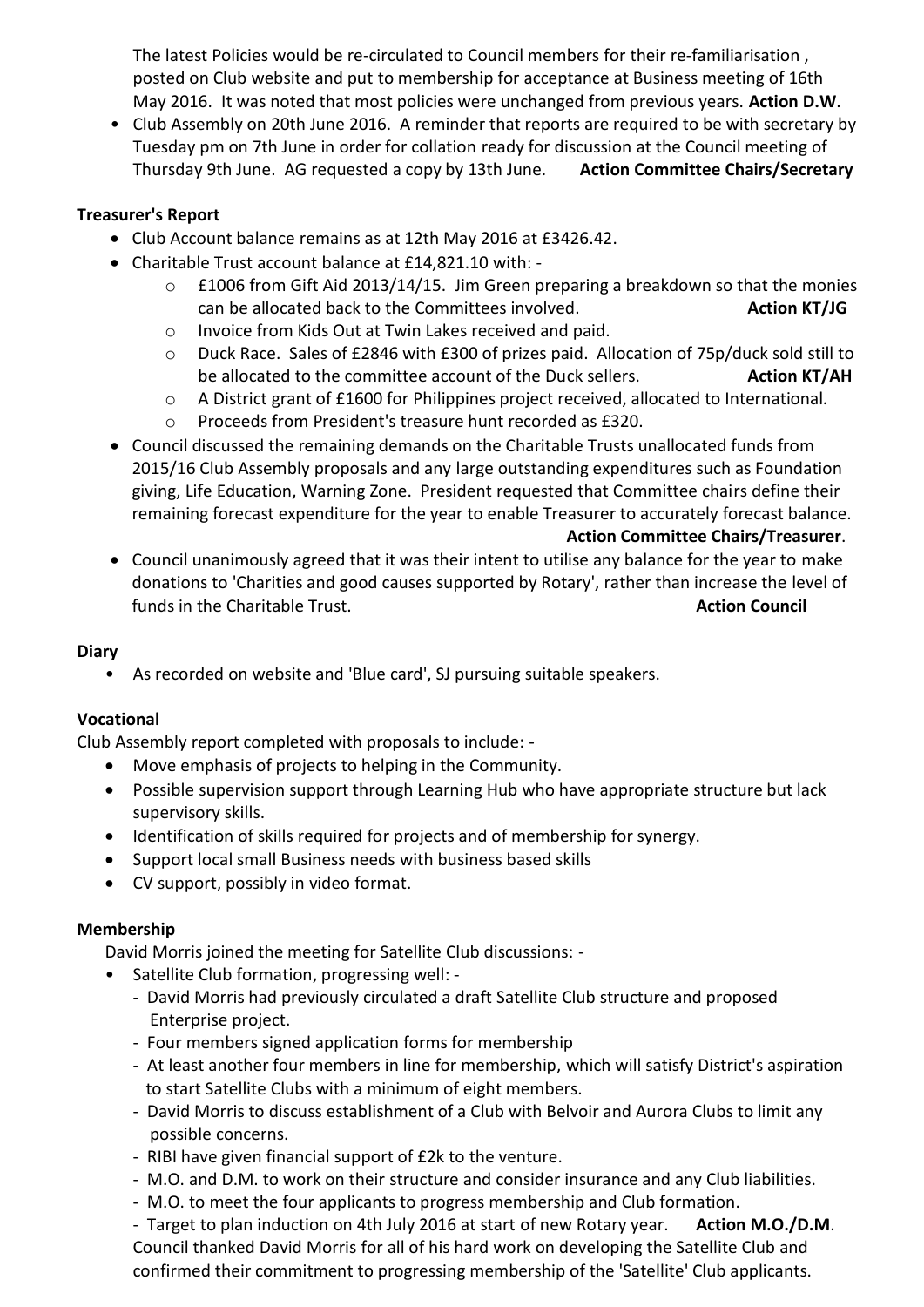The latest Policies would be re-circulated to Council members for their re-familiarisation , posted on Club website and put to membership for acceptance at Business meeting of 16th May 2016. It was noted that most policies were unchanged from previous years. **Action D.W**.

- Club Assembly on 20th June 2016. A reminder that reports are required to be with secretary by Tuesday pm on 7th June in order for collation ready for discussion at the Council meeting of Thursday 9th June. AG requested a copy by 13th June. **Action Committee Chairs/Secretary**

**Treasurer's Report**

- Club Account balance remains as at 12th May 2016 at £3426.42.
- Charitable Trust account balance at £14,821.10 with: -
  - £1006 from Gift Aid 2013/14/15. Jim Green preparing a breakdown so that the monies can be allocated back to the Committees involved. **Action KT/JG**
  - Invoice from Kids Out at Twin Lakes received and paid.
  - Duck Race. Sales of £2846 with £300 of prizes paid. Allocation of 75p/duck sold still to be allocated to the committee account of the Duck sellers. **Action KT/AH**
  - A District grant of £1600 for Philippines project received, allocated to International.
  - Proceeds from President's treasure hunt recorded as £320.
- Council discussed the remaining demands on the Charitable Trusts unallocated funds from 2015/16 Club Assembly proposals and any large outstanding expenditures such as Foundation giving, Life Education, Warning Zone. President requested that Committee chairs define their remaining forecast expenditure for the year to enable Treasurer to accurately forecast balance. **Action Committee Chairs/Treasurer**.
- Council unanimously agreed that it was their intent to utilise any balance for the year to make donations to 'Charities and good causes supported by Rotary', rather than increase the level of funds in the Charitable Trust. **Action Council**

**Diary**

- As recorded on website and 'Blue card', SJ pursuing suitable speakers.

**Vocational**

Club Assembly report completed with proposals to include: -

- Move emphasis of projects to helping in the Community.
- Possible supervision support through Learning Hub who have appropriate structure but lack supervisory skills.
- Identification of skills required for projects and of membership for synergy.
- Support local small Business needs with business based skills
- CV support, possibly in video format.

**Membership**

David Morris joined the meeting for Satellite Club discussions: -

- Satellite Club formation, progressing well: -
  - David Morris had previously circulated a draft Satellite Club structure and proposed Enterprise project.
  - Four members signed application forms for membership
  - At least another four members in line for membership, which will satisfy District's aspiration to start Satellite Clubs with a minimum of eight members.
  - David Morris to discuss establishment of a Club with Belvoir and Aurora Clubs to limit any possible concerns.
  - RIBI have given financial support of £2k to the venture.
  - M.O. and D.M. to work on their structure and consider insurance and any Club liabilities.
  - M.O. to meet the four applicants to progress membership and Club formation.
  - Target to plan induction on 4th July 2016 at start of new Rotary year. **Action M.O./D.M**.

  Council thanked David Morris for all of his hard work on developing the Satellite Club and confirmed their commitment to progressing membership of the 'Satellite' Club applicants.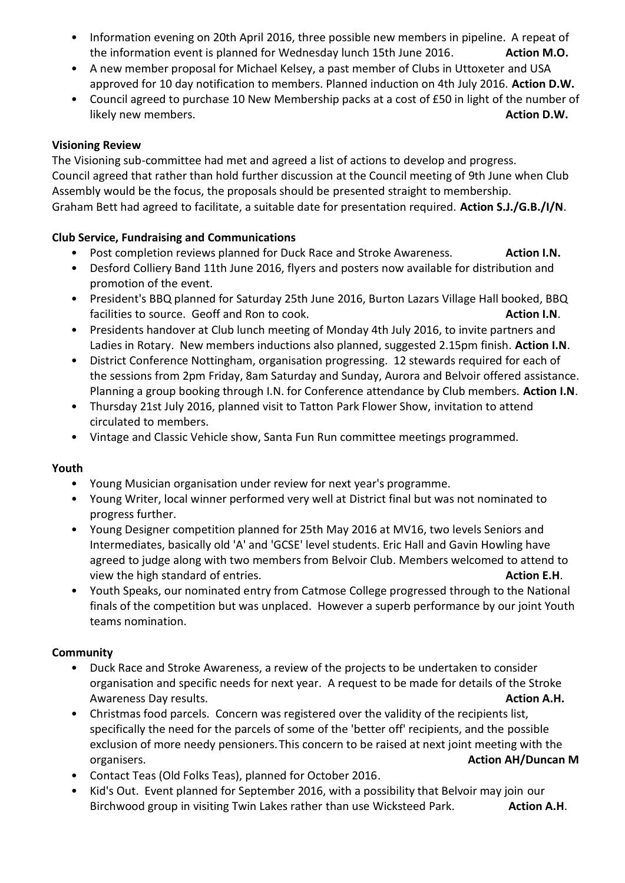- Information evening on 20th April 2016, three possible new members in pipeline. A repeat of the information event is planned for Wednesday lunch 15th June 2016. **Action M.O.**
- A new member proposal for Michael Kelsey, a past member of Clubs in Uttoxeter and USA approved for 10 day notification to members. Planned induction on 4th July 2016. **Action D.W.**
- Council agreed to purchase 10 New Membership packs at a cost of £50 in light of the number of likely new members. **Action D.W.**

**Visioning Review**

The Visioning sub-committee had met and agreed a list of actions to develop and progress. Council agreed that rather than hold further discussion at the Council meeting of 9th June when Club Assembly would be the focus, the proposals should be presented straight to membership. Graham Bett had agreed to facilitate, a suitable date for presentation required. **Action S.J./G.B./I/N**.

**Club Service, Fundraising and Communications**

- Post completion reviews planned for Duck Race and Stroke Awareness. **Action I.N.**
- Desford Colliery Band 11th June 2016, flyers and posters now available for distribution and promotion of the event.
- President's BBQ planned for Saturday 25th June 2016, Burton Lazars Village Hall booked, BBQ facilities to source. Geoff and Ron to cook. **Action I.N**.
- Presidents handover at Club lunch meeting of Monday 4th July 2016, to invite partners and Ladies in Rotary. New members inductions also planned, suggested 2.15pm finish. **Action I.N**.
- District Conference Nottingham, organisation progressing. 12 stewards required for each of the sessions from 2pm Friday, 8am Saturday and Sunday, Aurora and Belvoir offered assistance. Planning a group booking through I.N. for Conference attendance by Club members. **Action I.N**.
- Thursday 21st July 2016, planned visit to Tatton Park Flower Show, invitation to attend circulated to members.
- Vintage and Classic Vehicle show, Santa Fun Run committee meetings programmed.

**Youth**

- Young Musician organisation under review for next year's programme.
- Young Writer, local winner performed very well at District final but was not nominated to progress further.
- Young Designer competition planned for 25th May 2016 at MV16, two levels Seniors and Intermediates, basically old 'A' and 'GCSE' level students. Eric Hall and Gavin Howling have agreed to judge along with two members from Belvoir Club. Members welcomed to attend to view the high standard of entries. **Action E.H**.
- Youth Speaks, our nominated entry from Catmose College progressed through to the National finals of the competition but was unplaced. However a superb performance by our joint Youth teams nomination.

**Community**

- Duck Race and Stroke Awareness, a review of the projects to be undertaken to consider organisation and specific needs for next year. A request to be made for details of the Stroke Awareness Day results. **Action A.H.**
- Christmas food parcels. Concern was registered over the validity of the recipients list, specifically the need for the parcels of some of the 'better off' recipients, and the possible exclusion of more needy pensioners. This concern to be raised at next joint meeting with the organisers. **Action AH/Duncan M**
- Contact Teas (Old Folks Teas), planned for October 2016.
- Kid's Out. Event planned for September 2016, with a possibility that Belvoir may join our Birchwood group in visiting Twin Lakes rather than use Wicksteed Park. **Action A.H**.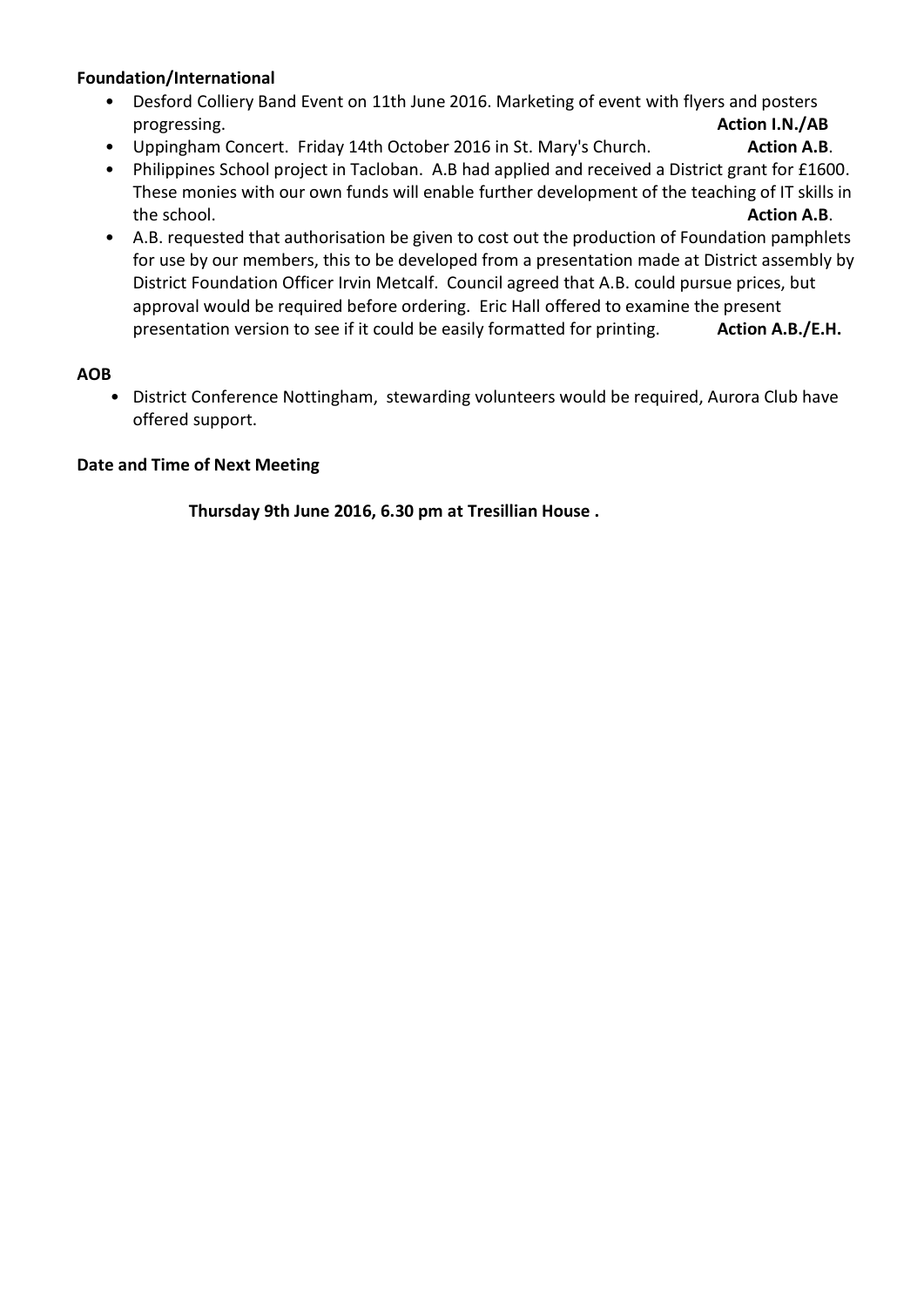**Foundation/International**

- Desford Colliery Band Event on 11th June 2016. Marketing of event with flyers and posters progressing. **Action I.N./AB**
- Uppingham Concert. Friday 14th October 2016 in St. Mary's Church. **Action A.B**.
- Philippines School project in Tacloban. A.B had applied and received a District grant for £1600. These monies with our own funds will enable further development of the teaching of IT skills in the school. **Action A.B**.
- A.B. requested that authorisation be given to cost out the production of Foundation pamphlets for use by our members, this to be developed from a presentation made at District assembly by District Foundation Officer Irvin Metcalf. Council agreed that A.B. could pursue prices, but approval would be required before ordering. Eric Hall offered to examine the present presentation version to see if it could be easily formatted for printing. **Action A.B./E.H.**

**AOB**

- District Conference Nottingham, stewarding volunteers would be required, Aurora Club have offered support.

**Date and Time of Next Meeting**

**Thursday 9th June 2016, 6.30 pm at Tresillian House .**